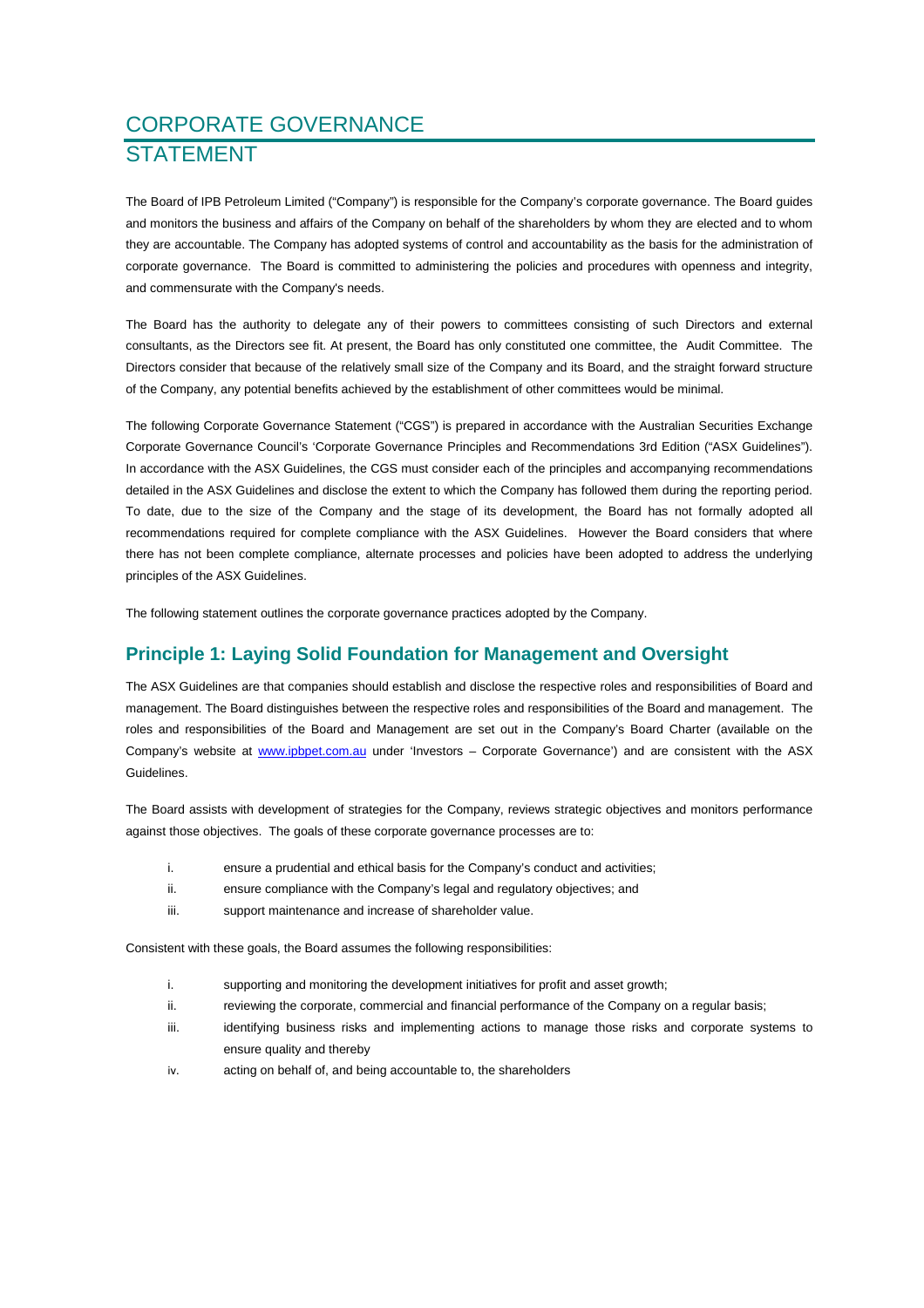# CORPORATE GOVERNANCE STATEMENT

The Board of IPB Petroleum Limited ("Company") is responsible for the Company's corporate governance. The Board guides and monitors the business and affairs of the Company on behalf of the shareholders by whom they are elected and to whom they are accountable. The Company has adopted systems of control and accountability as the basis for the administration of corporate governance. The Board is committed to administering the policies and procedures with openness and integrity, and commensurate with the Company's needs.

The Board has the authority to delegate any of their powers to committees consisting of such Directors and external consultants, as the Directors see fit. At present, the Board has only constituted one committee, the Audit Committee. The Directors consider that because of the relatively small size of the Company and its Board, and the straight forward structure of the Company, any potential benefits achieved by the establishment of other committees would be minimal.

The following Corporate Governance Statement ("CGS") is prepared in accordance with the Australian Securities Exchange Corporate Governance Council's 'Corporate Governance Principles and Recommendations 3rd Edition ("ASX Guidelines"). In accordance with the ASX Guidelines, the CGS must consider each of the principles and accompanying recommendations detailed in the ASX Guidelines and disclose the extent to which the Company has followed them during the reporting period. To date, due to the size of the Company and the stage of its development, the Board has not formally adopted all recommendations required for complete compliance with the ASX Guidelines. However the Board considers that where there has not been complete compliance, alternate processes and policies have been adopted to address the underlying principles of the ASX Guidelines.

The following statement outlines the corporate governance practices adopted by the Company.

## Principle 1: Laying Solid Foundation for Management and Oversight

The ASX Guidelines are that companies should establish and disclose the respective roles and responsibilities of Board and management. The Board distinguishes between the respective roles and responsibilities of the Board and management. The roles and responsibilities of the Board and Management are set out in the Company's Board Charter (available on the Company's website at www.ipbpet.com.au under 'Investors – Corporate Governance') and are consistent with the ASX Guidelines.

The Board assists with development of strategies for the Company, reviews strategic objectives and monitors performance against those objectives. The goals of these corporate governance processes are to:

i. ensure a prudential and ethical basis for the Company's conduct and activities;
ii. ensure compliance with the Company's legal and regulatory objectives; and
iii. support maintenance and increase of shareholder value.

Consistent with these goals, the Board assumes the following responsibilities:

i. supporting and monitoring the development initiatives for profit and asset growth;
ii. reviewing the corporate, commercial and financial performance of the Company on a regular basis;
iii. identifying business risks and implementing actions to manage those risks and corporate systems to ensure quality and thereby
iv. acting on behalf of, and being accountable to, the shareholders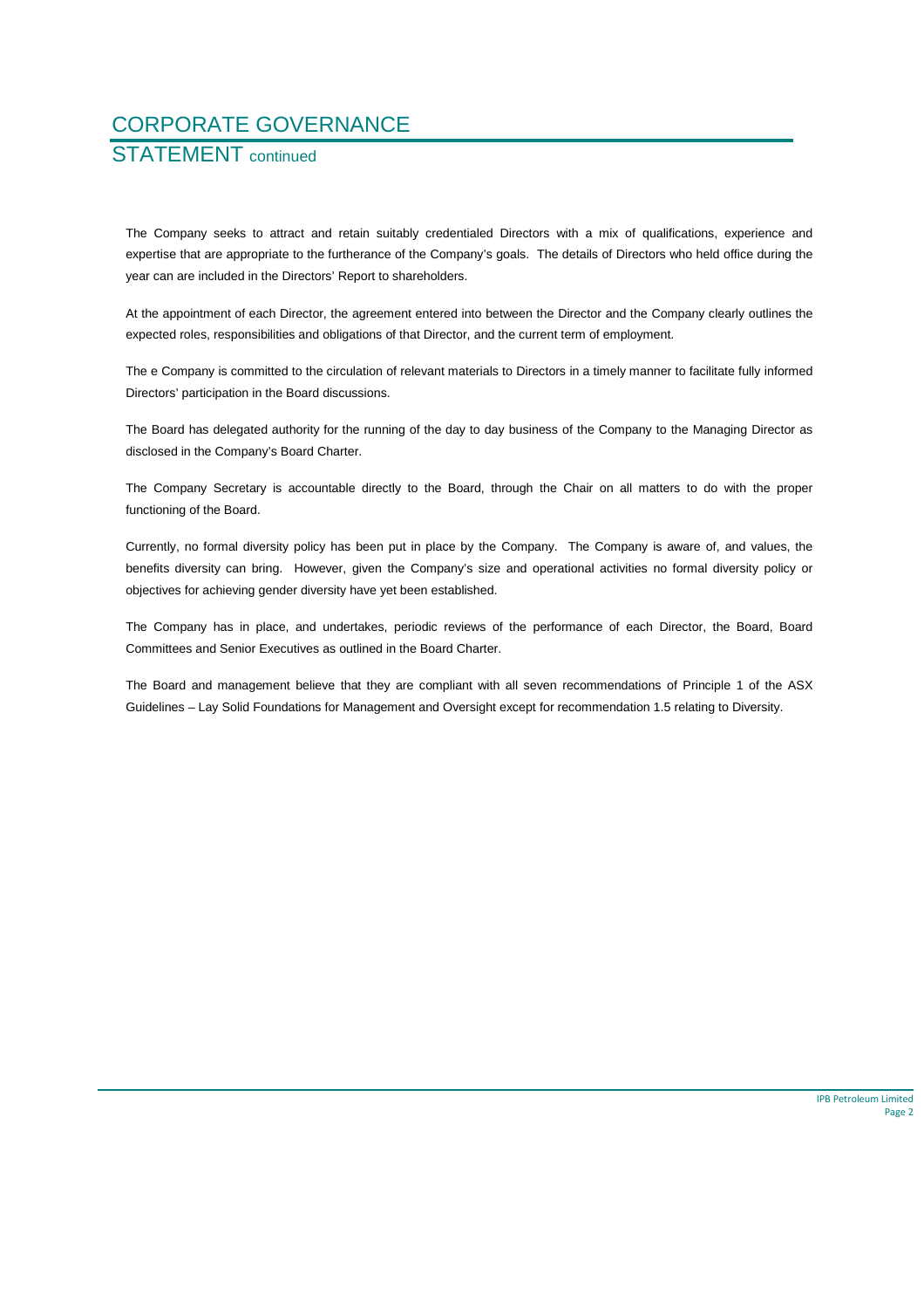# CORPORATE GOVERNANCE

## STATEMENT continued

The Company seeks to attract and retain suitably credentialed Directors with a mix of qualifications, experience and expertise that are appropriate to the furtherance of the Company's goals. The details of Directors who held office during the year can are included in the Directors' Report to shareholders.

At the appointment of each Director, the agreement entered into between the Director and the Company clearly outlines the expected roles, responsibilities and obligations of that Director, and the current term of employment.

The e Company is committed to the circulation of relevant materials to Directors in a timely manner to facilitate fully informed Directors' participation in the Board discussions.

The Board has delegated authority for the running of the day to day business of the Company to the Managing Director as disclosed in the Company's Board Charter.

The Company Secretary is accountable directly to the Board, through the Chair on all matters to do with the proper functioning of the Board.

Currently, no formal diversity policy has been put in place by the Company. The Company is aware of, and values, the benefits diversity can bring. However, given the Company's size and operational activities no formal diversity policy or objectives for achieving gender diversity have yet been established.

The Company has in place, and undertakes, periodic reviews of the performance of each Director, the Board, Board Committees and Senior Executives as outlined in the Board Charter.

The Board and management believe that they are compliant with all seven recommendations of Principle 1 of the ASX Guidelines – Lay Solid Foundations for Management and Oversight except for recommendation 1.5 relating to Diversity.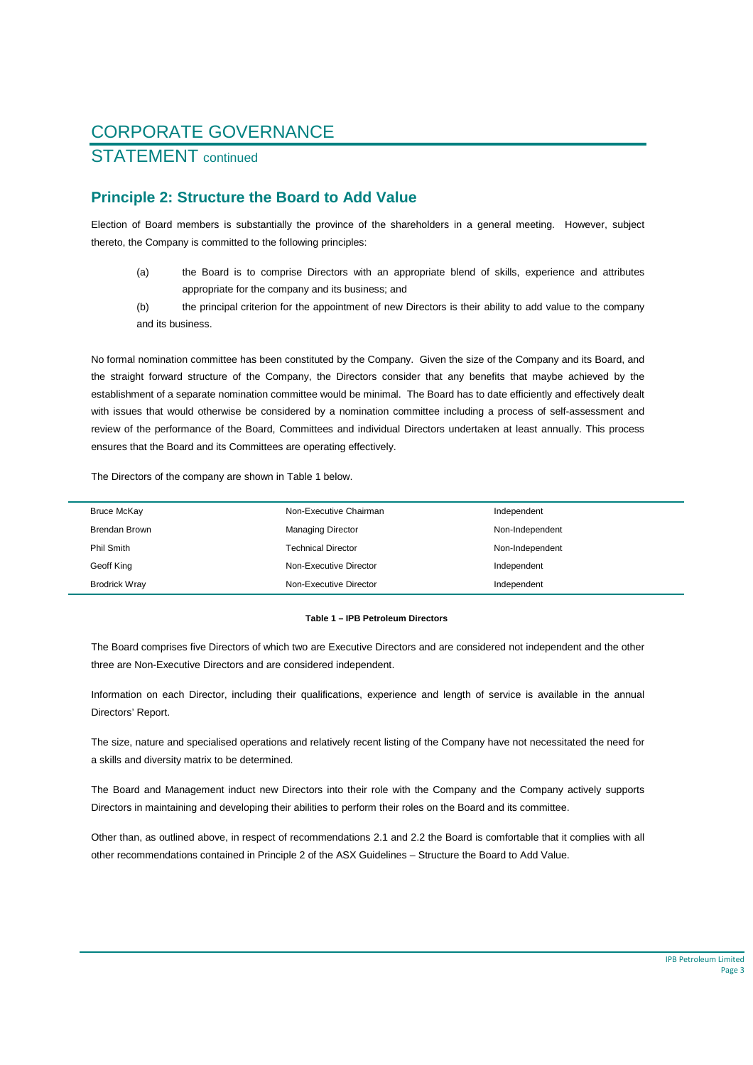# CORPORATE GOVERNANCE

## STATEMENT continued

### Principle 2: Structure the Board to Add Value

Election of Board members is substantially the province of the shareholders in a general meeting. However, subject thereto, the Company is committed to the following principles:

(a) the Board is to comprise Directors with an appropriate blend of skills, experience and attributes appropriate for the company and its business; and

(b) the principal criterion for the appointment of new Directors is their ability to add value to the company and its business.

No formal nomination committee has been constituted by the Company. Given the size of the Company and its Board, and the straight forward structure of the Company, the Directors consider that any benefits that maybe achieved by the establishment of a separate nomination committee would be minimal. The Board has to date efficiently and effectively dealt with issues that would otherwise be considered by a nomination committee including a process of self-assessment and review of the performance of the Board, Committees and individual Directors undertaken at least annually. This process ensures that the Board and its Committees are operating effectively.

The Directors of the company are shown in Table 1 below.

| | | |
|---|---|---|
| Bruce McKay | Non-Executive Chairman | Independent |
| Brendan Brown | Managing Director | Non-Independent |
| Phil Smith | Technical Director | Non-Independent |
| Geoff King | Non-Executive Director | Independent |
| Brodrick Wray | Non-Executive Director | Independent |

**Table 1 – IPB Petroleum Directors**

The Board comprises five Directors of which two are Executive Directors and are considered not independent and the other three are Non-Executive Directors and are considered independent.

Information on each Director, including their qualifications, experience and length of service is available in the annual Directors' Report.

The size, nature and specialised operations and relatively recent listing of the Company have not necessitated the need for a skills and diversity matrix to be determined.

The Board and Management induct new Directors into their role with the Company and the Company actively supports Directors in maintaining and developing their abilities to perform their roles on the Board and its committee.

Other than, as outlined above, in respect of recommendations 2.1 and 2.2 the Board is comfortable that it complies with all other recommendations contained in Principle 2 of the ASX Guidelines – Structure the Board to Add Value.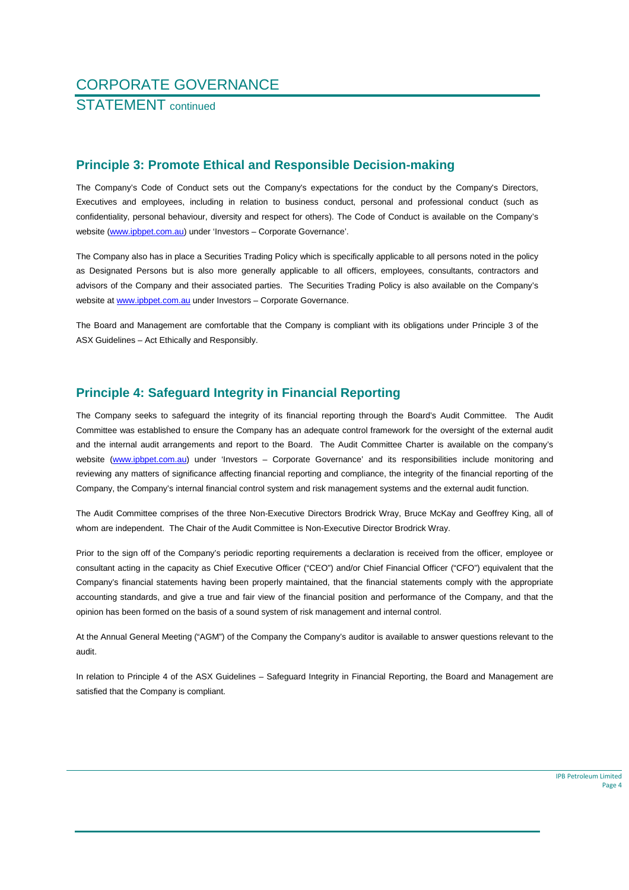# CORPORATE GOVERNANCE

STATEMENT continued

## Principle 3: Promote Ethical and Responsible Decision-making

The Company's Code of Conduct sets out the Company's expectations for the conduct by the Company's Directors, Executives and employees, including in relation to business conduct, personal and professional conduct (such as confidentiality, personal behaviour, diversity and respect for others). The Code of Conduct is available on the Company's website (www.ipbpet.com.au) under 'Investors – Corporate Governance'.

The Company also has in place a Securities Trading Policy which is specifically applicable to all persons noted in the policy as Designated Persons but is also more generally applicable to all officers, employees, consultants, contractors and advisors of the Company and their associated parties. The Securities Trading Policy is also available on the Company's website at www.ipbpet.com.au under Investors – Corporate Governance.

The Board and Management are comfortable that the Company is compliant with its obligations under Principle 3 of the ASX Guidelines – Act Ethically and Responsibly.

## Principle 4: Safeguard Integrity in Financial Reporting

The Company seeks to safeguard the integrity of its financial reporting through the Board's Audit Committee. The Audit Committee was established to ensure the Company has an adequate control framework for the oversight of the external audit and the internal audit arrangements and report to the Board. The Audit Committee Charter is available on the company's website (www.ipbpet.com.au) under 'Investors – Corporate Governance' and its responsibilities include monitoring and reviewing any matters of significance affecting financial reporting and compliance, the integrity of the financial reporting of the Company, the Company's internal financial control system and risk management systems and the external audit function.

The Audit Committee comprises of the three Non-Executive Directors Brodrick Wray, Bruce McKay and Geoffrey King, all of whom are independent. The Chair of the Audit Committee is Non-Executive Director Brodrick Wray.

Prior to the sign off of the Company's periodic reporting requirements a declaration is received from the officer, employee or consultant acting in the capacity as Chief Executive Officer ("CEO") and/or Chief Financial Officer ("CFO") equivalent that the Company's financial statements having been properly maintained, that the financial statements comply with the appropriate accounting standards, and give a true and fair view of the financial position and performance of the Company, and that the opinion has been formed on the basis of a sound system of risk management and internal control.

At the Annual General Meeting ("AGM") of the Company the Company's auditor is available to answer questions relevant to the audit.

In relation to Principle 4 of the ASX Guidelines – Safeguard Integrity in Financial Reporting, the Board and Management are satisfied that the Company is compliant.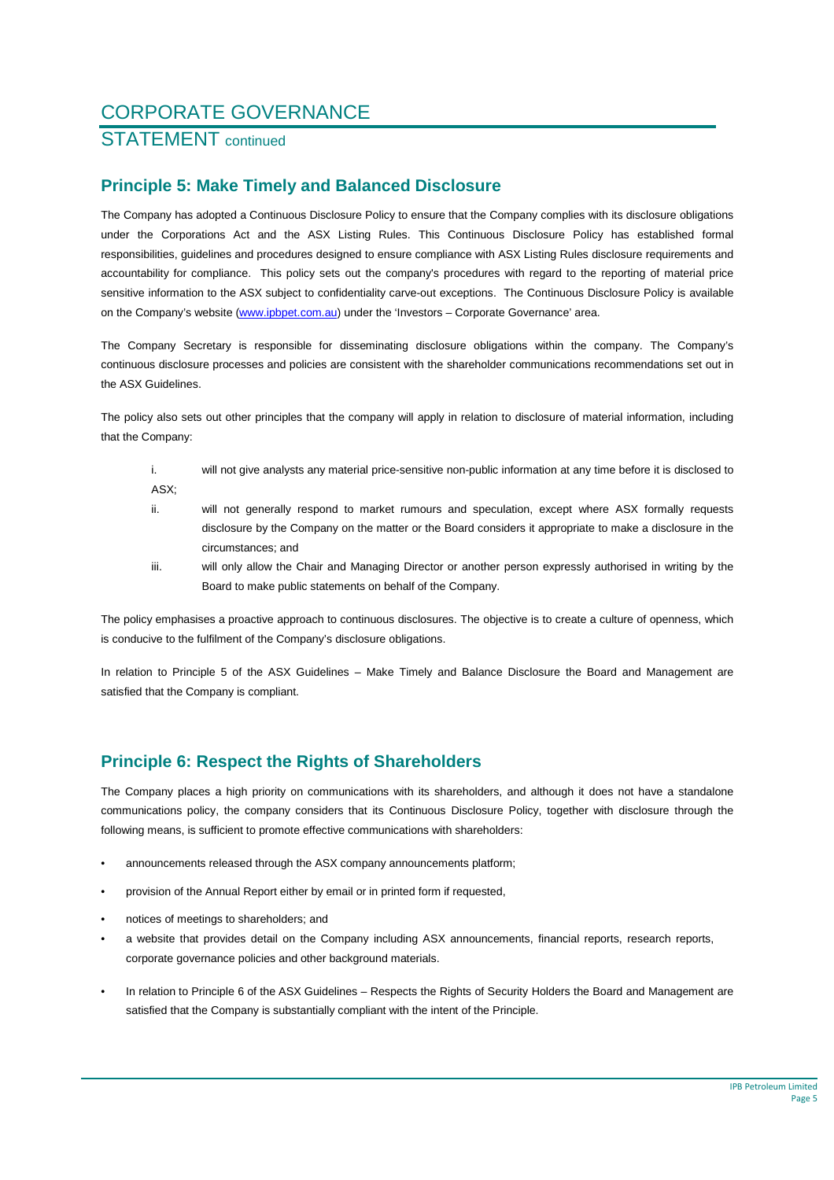# CORPORATE GOVERNANCE

## STATEMENT continued

### Principle 5: Make Timely and Balanced Disclosure

The Company has adopted a Continuous Disclosure Policy to ensure that the Company complies with its disclosure obligations under the Corporations Act and the ASX Listing Rules. This Continuous Disclosure Policy has established formal responsibilities, guidelines and procedures designed to ensure compliance with ASX Listing Rules disclosure requirements and accountability for compliance. This policy sets out the company's procedures with regard to the reporting of material price sensitive information to the ASX subject to confidentiality carve-out exceptions. The Continuous Disclosure Policy is available on the Company's website (www.ipbpet.com.au) under the 'Investors – Corporate Governance' area.

The Company Secretary is responsible for disseminating disclosure obligations within the company. The Company's continuous disclosure processes and policies are consistent with the shareholder communications recommendations set out in the ASX Guidelines.

The policy also sets out other principles that the company will apply in relation to disclosure of material information, including that the Company:

i. will not give analysts any material price-sensitive non-public information at any time before it is disclosed to ASX;

ii. will not generally respond to market rumours and speculation, except where ASX formally requests disclosure by the Company on the matter or the Board considers it appropriate to make a disclosure in the circumstances; and

iii. will only allow the Chair and Managing Director or another person expressly authorised in writing by the Board to make public statements on behalf of the Company.

The policy emphasises a proactive approach to continuous disclosures. The objective is to create a culture of openness, which is conducive to the fulfilment of the Company's disclosure obligations.

In relation to Principle 5 of the ASX Guidelines – Make Timely and Balance Disclosure the Board and Management are satisfied that the Company is compliant.

### Principle 6: Respect the Rights of Shareholders

The Company places a high priority on communications with its shareholders, and although it does not have a standalone communications policy, the company considers that its Continuous Disclosure Policy, together with disclosure through the following means, is sufficient to promote effective communications with shareholders:

- announcements released through the ASX company announcements platform;
- provision of the Annual Report either by email or in printed form if requested,
- notices of meetings to shareholders; and
- a website that provides detail on the Company including ASX announcements, financial reports, research reports, corporate governance policies and other background materials.
- In relation to Principle 6 of the ASX Guidelines – Respects the Rights of Security Holders the Board and Management are satisfied that the Company is substantially compliant with the intent of the Principle.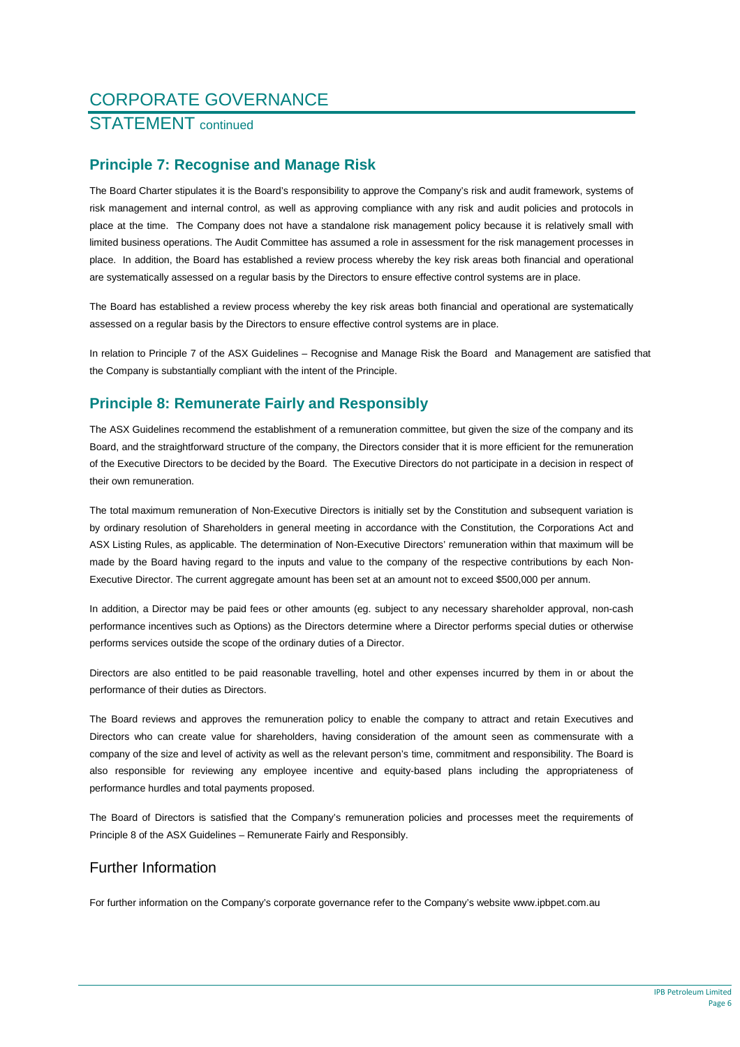# CORPORATE GOVERNANCE

## STATEMENT continued

### Principle 7: Recognise and Manage Risk

The Board Charter stipulates it is the Board's responsibility to approve the Company's risk and audit framework, systems of risk management and internal control, as well as approving compliance with any risk and audit policies and protocols in place at the time. The Company does not have a standalone risk management policy because it is relatively small with limited business operations. The Audit Committee has assumed a role in assessment for the risk management processes in place. In addition, the Board has established a review process whereby the key risk areas both financial and operational are systematically assessed on a regular basis by the Directors to ensure effective control systems are in place.

The Board has established a review process whereby the key risk areas both financial and operational are systematically assessed on a regular basis by the Directors to ensure effective control systems are in place.

In relation to Principle 7 of the ASX Guidelines – Recognise and Manage Risk the Board and Management are satisfied that the Company is substantially compliant with the intent of the Principle.

### Principle 8: Remunerate Fairly and Responsibly

The ASX Guidelines recommend the establishment of a remuneration committee, but given the size of the company and its Board, and the straightforward structure of the company, the Directors consider that it is more efficient for the remuneration of the Executive Directors to be decided by the Board. The Executive Directors do not participate in a decision in respect of their own remuneration.

The total maximum remuneration of Non-Executive Directors is initially set by the Constitution and subsequent variation is by ordinary resolution of Shareholders in general meeting in accordance with the Constitution, the Corporations Act and ASX Listing Rules, as applicable. The determination of Non-Executive Directors' remuneration within that maximum will be made by the Board having regard to the inputs and value to the company of the respective contributions by each Non-Executive Director. The current aggregate amount has been set at an amount not to exceed $500,000 per annum.

In addition, a Director may be paid fees or other amounts (eg. subject to any necessary shareholder approval, non-cash performance incentives such as Options) as the Directors determine where a Director performs special duties or otherwise performs services outside the scope of the ordinary duties of a Director.

Directors are also entitled to be paid reasonable travelling, hotel and other expenses incurred by them in or about the performance of their duties as Directors.

The Board reviews and approves the remuneration policy to enable the company to attract and retain Executives and Directors who can create value for shareholders, having consideration of the amount seen as commensurate with a company of the size and level of activity as well as the relevant person's time, commitment and responsibility. The Board is also responsible for reviewing any employee incentive and equity-based plans including the appropriateness of performance hurdles and total payments proposed.

The Board of Directors is satisfied that the Company's remuneration policies and processes meet the requirements of Principle 8 of the ASX Guidelines – Remunerate Fairly and Responsibly.

## Further Information

For further information on the Company's corporate governance refer to the Company's website www.ipbpet.com.au